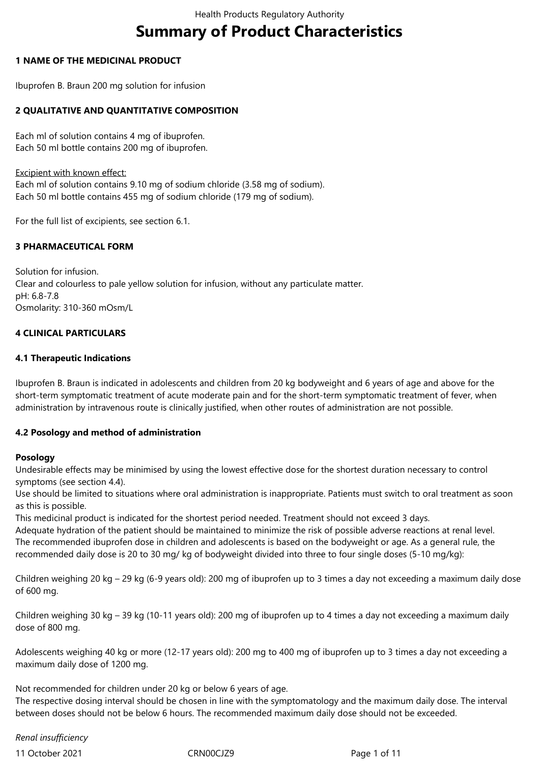# Summary of Product Characteristics

## 1 NAME OF THE MEDICINAL PRODUCT

Ibuprofen B. Braun 200 mg solution for infusion

## 2 QUALITATIVE AND QUANTITATIVE COMPOSITION

Each ml of solution contains 4 mg of ibuprofen.
Each 50 ml bottle contains 200 mg of ibuprofen.

Excipient with known effect:
Each ml of solution contains 9.10 mg of sodium chloride (3.58 mg of sodium).
Each 50 ml bottle contains 455 mg of sodium chloride (179 mg of sodium).

For the full list of excipients, see section 6.1.

## 3 PHARMACEUTICAL FORM

Solution for infusion.
Clear and colourless to pale yellow solution for infusion, without any particulate matter.
pH: 6.8-7.8
Osmolarity: 310-360 mOsm/L

## 4 CLINICAL PARTICULARS

### 4.1 Therapeutic Indications

Ibuprofen B. Braun is indicated in adolescents and children from 20 kg bodyweight and 6 years of age and above for the short-term symptomatic treatment of acute moderate pain and for the short-term symptomatic treatment of fever, when administration by intravenous route is clinically justified, when other routes of administration are not possible.

### 4.2 Posology and method of administration

**Posology**
Undesirable effects may be minimised by using the lowest effective dose for the shortest duration necessary to control symptoms (see section 4.4).
Use should be limited to situations where oral administration is inappropriate. Patients must switch to oral treatment as soon as this is possible.
This medicinal product is indicated for the shortest period needed. Treatment should not exceed 3 days.
Adequate hydration of the patient should be maintained to minimize the risk of possible adverse reactions at renal level.
The recommended ibuprofen dose in children and adolescents is based on the bodyweight or age. As a general rule, the recommended daily dose is 20 to 30 mg/ kg of bodyweight divided into three to four single doses (5-10 mg/kg):

Children weighing 20 kg – 29 kg (6-9 years old): 200 mg of ibuprofen up to 3 times a day not exceeding a maximum daily dose of 600 mg.

Children weighing 30 kg – 39 kg (10-11 years old): 200 mg of ibuprofen up to 4 times a day not exceeding a maximum daily dose of 800 mg.

Adolescents weighing 40 kg or more (12-17 years old): 200 mg to 400 mg of ibuprofen up to 3 times a day not exceeding a maximum daily dose of 1200 mg.

Not recommended for children under 20 kg or below 6 years of age.
The respective dosing interval should be chosen in line with the symptomatology and the maximum daily dose. The interval between doses should not be below 6 hours. The recommended maximum daily dose should not be exceeded.

*Renal insufficiency*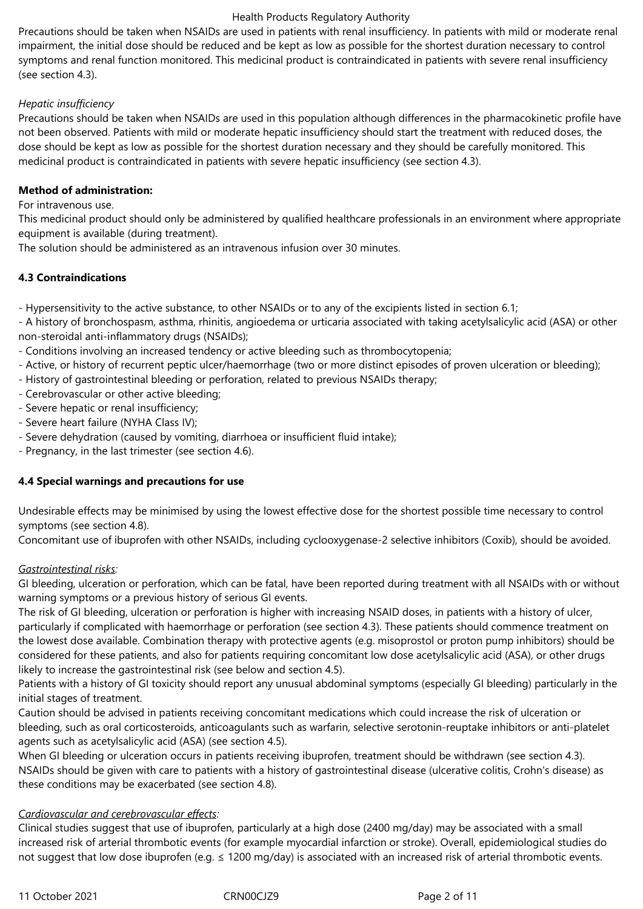Precautions should be taken when NSAIDs are used in patients with renal insufficiency. In patients with mild or moderate renal impairment, the initial dose should be reduced and be kept as low as possible for the shortest duration necessary to control symptoms and renal function monitored. This medicinal product is contraindicated in patients with severe renal insufficiency (see section 4.3).

*Hepatic insufficiency*

Precautions should be taken when NSAIDs are used in this population although differences in the pharmacokinetic profile have not been observed. Patients with mild or moderate hepatic insufficiency should start the treatment with reduced doses, the dose should be kept as low as possible for the shortest duration necessary and they should be carefully monitored. This medicinal product is contraindicated in patients with severe hepatic insufficiency (see section 4.3).

**Method of administration:**

For intravenous use.

This medicinal product should only be administered by qualified healthcare professionals in an environment where appropriate equipment is available (during treatment).

The solution should be administered as an intravenous infusion over 30 minutes.

### 4.3 Contraindications

- Hypersensitivity to the active substance, to other NSAIDs or to any of the excipients listed in section 6.1;
- A history of bronchospasm, asthma, rhinitis, angioedema or urticaria associated with taking acetylsalicylic acid (ASA) or other non-steroidal anti-inflammatory drugs (NSAIDs);
- Conditions involving an increased tendency or active bleeding such as thrombocytopenia;
- Active, or history of recurrent peptic ulcer/haemorrhage (two or more distinct episodes of proven ulceration or bleeding);
- History of gastrointestinal bleeding or perforation, related to previous NSAIDs therapy;
- Cerebrovascular or other active bleeding;
- Severe hepatic or renal insufficiency;
- Severe heart failure (NYHA Class IV);
- Severe dehydration (caused by vomiting, diarrhoea or insufficient fluid intake);
- Pregnancy, in the last trimester (see section 4.6).

### 4.4 Special warnings and precautions for use

Undesirable effects may be minimised by using the lowest effective dose for the shortest possible time necessary to control symptoms (see section 4.8).

Concomitant use of ibuprofen with other NSAIDs, including cyclooxygenase-2 selective inhibitors (Coxib), should be avoided.

*Gastrointestinal risks:*

GI bleeding, ulceration or perforation, which can be fatal, have been reported during treatment with all NSAIDs with or without warning symptoms or a previous history of serious GI events.

The risk of GI bleeding, ulceration or perforation is higher with increasing NSAID doses, in patients with a history of ulcer, particularly if complicated with haemorrhage or perforation (see section 4.3). These patients should commence treatment on the lowest dose available. Combination therapy with protective agents (e.g. misoprostol or proton pump inhibitors) should be considered for these patients, and also for patients requiring concomitant low dose acetylsalicylic acid (ASA), or other drugs likely to increase the gastrointestinal risk (see below and section 4.5).

Patients with a history of GI toxicity should report any unusual abdominal symptoms (especially GI bleeding) particularly in the initial stages of treatment.

Caution should be advised in patients receiving concomitant medications which could increase the risk of ulceration or bleeding, such as oral corticosteroids, anticoagulants such as warfarin, selective serotonin-reuptake inhibitors or anti-platelet agents such as acetylsalicylic acid (ASA) (see section 4.5).

When GI bleeding or ulceration occurs in patients receiving ibuprofen, treatment should be withdrawn (see section 4.3).

NSAIDs should be given with care to patients with a history of gastrointestinal disease (ulcerative colitis, Crohn's disease) as these conditions may be exacerbated (see section 4.8).

*Cardiovascular and cerebrovascular effects:*

Clinical studies suggest that use of ibuprofen, particularly at a high dose (2400 mg/day) may be associated with a small increased risk of arterial thrombotic events (for example myocardial infarction or stroke). Overall, epidemiological studies do not suggest that low dose ibuprofen (e.g. ≤ 1200 mg/day) is associated with an increased risk of arterial thrombotic events.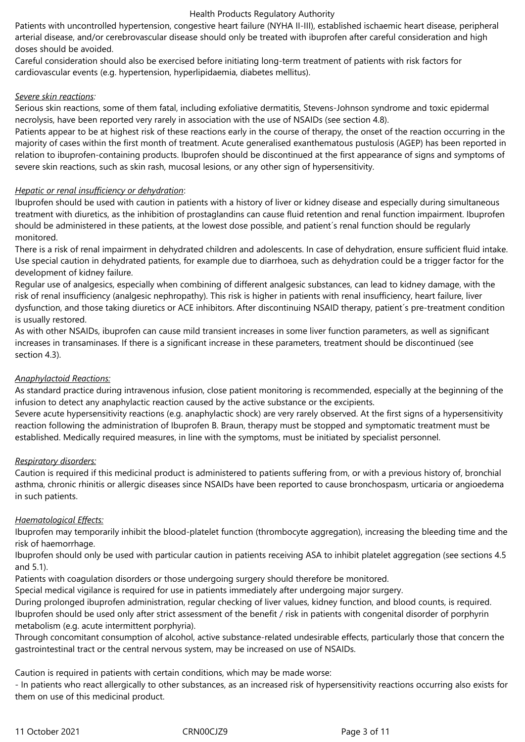Patients with uncontrolled hypertension, congestive heart failure (NYHA II-III), established ischaemic heart disease, peripheral arterial disease, and/or cerebrovascular disease should only be treated with ibuprofen after careful consideration and high doses should be avoided.

Careful consideration should also be exercised before initiating long-term treatment of patients with risk factors for cardiovascular events (e.g. hypertension, hyperlipidaemia, diabetes mellitus).

*Severe skin reactions:*

Serious skin reactions, some of them fatal, including exfoliative dermatitis, Stevens-Johnson syndrome and toxic epidermal necrolysis, have been reported very rarely in association with the use of NSAIDs (see section 4.8).

Patients appear to be at highest risk of these reactions early in the course of therapy, the onset of the reaction occurring in the majority of cases within the first month of treatment. Acute generalised exanthematous pustulosis (AGEP) has been reported in relation to ibuprofen-containing products. Ibuprofen should be discontinued at the first appearance of signs and symptoms of severe skin reactions, such as skin rash, mucosal lesions, or any other sign of hypersensitivity.

*Hepatic or renal insufficiency or dehydration*:

Ibuprofen should be used with caution in patients with a history of liver or kidney disease and especially during simultaneous treatment with diuretics, as the inhibition of prostaglandins can cause fluid retention and renal function impairment. Ibuprofen should be administered in these patients, at the lowest dose possible, and patient´s renal function should be regularly monitored.

There is a risk of renal impairment in dehydrated children and adolescents. In case of dehydration, ensure sufficient fluid intake. Use special caution in dehydrated patients, for example due to diarrhoea, such as dehydration could be a trigger factor for the development of kidney failure.

Regular use of analgesics, especially when combining of different analgesic substances, can lead to kidney damage, with the risk of renal insufficiency (analgesic nephropathy). This risk is higher in patients with renal insufficiency, heart failure, liver dysfunction, and those taking diuretics or ACE inhibitors. After discontinuing NSAID therapy, patient´s pre-treatment condition is usually restored.

As with other NSAIDs, ibuprofen can cause mild transient increases in some liver function parameters, as well as significant increases in transaminases. If there is a significant increase in these parameters, treatment should be discontinued (see section 4.3).

*Anaphylactoid Reactions:*

As standard practice during intravenous infusion, close patient monitoring is recommended, especially at the beginning of the infusion to detect any anaphylactic reaction caused by the active substance or the excipients.

Severe acute hypersensitivity reactions (e.g. anaphylactic shock) are very rarely observed. At the first signs of a hypersensitivity reaction following the administration of Ibuprofen B. Braun, therapy must be stopped and symptomatic treatment must be established. Medically required measures, in line with the symptoms, must be initiated by specialist personnel.

*Respiratory disorders:*

Caution is required if this medicinal product is administered to patients suffering from, or with a previous history of, bronchial asthma, chronic rhinitis or allergic diseases since NSAIDs have been reported to cause bronchospasm, urticaria or angioedema in such patients.

*Haematological Effects:*

Ibuprofen may temporarily inhibit the blood-platelet function (thrombocyte aggregation), increasing the bleeding time and the risk of haemorrhage.

Ibuprofen should only be used with particular caution in patients receiving ASA to inhibit platelet aggregation (see sections 4.5 and 5.1).

Patients with coagulation disorders or those undergoing surgery should therefore be monitored.

Special medical vigilance is required for use in patients immediately after undergoing major surgery.

During prolonged ibuprofen administration, regular checking of liver values, kidney function, and blood counts, is required.

Ibuprofen should be used only after strict assessment of the benefit / risk in patients with congenital disorder of porphyrin metabolism (e.g. acute intermittent porphyria).

Through concomitant consumption of alcohol, active substance-related undesirable effects, particularly those that concern the gastrointestinal tract or the central nervous system, may be increased on use of NSAIDs.

Caution is required in patients with certain conditions, which may be made worse:

- In patients who react allergically to other substances, as an increased risk of hypersensitivity reactions occurring also exists for them on use of this medicinal product.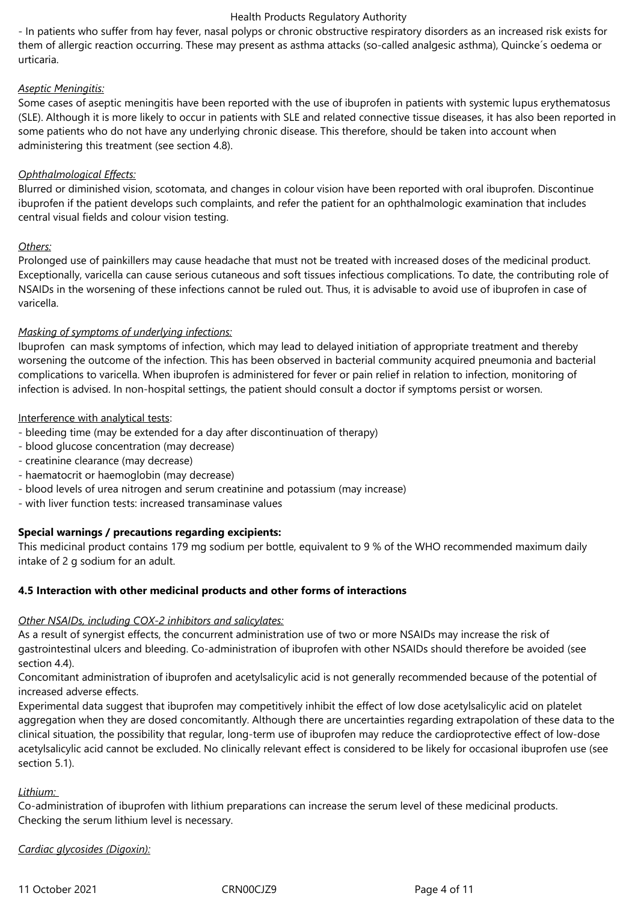- In patients who suffer from hay fever, nasal polyps or chronic obstructive respiratory disorders as an increased risk exists for them of allergic reaction occurring. These may present as asthma attacks (so-called analgesic asthma), Quincke´s oedema or urticaria.

*Aseptic Meningitis:*

Some cases of aseptic meningitis have been reported with the use of ibuprofen in patients with systemic lupus erythematosus (SLE). Although it is more likely to occur in patients with SLE and related connective tissue diseases, it has also been reported in some patients who do not have any underlying chronic disease. This therefore, should be taken into account when administering this treatment (see section 4.8).

*Ophthalmological Effects:*

Blurred or diminished vision, scotomata, and changes in colour vision have been reported with oral ibuprofen. Discontinue ibuprofen if the patient develops such complaints, and refer the patient for an ophthalmologic examination that includes central visual fields and colour vision testing.

*Others:*

Prolonged use of painkillers may cause headache that must not be treated with increased doses of the medicinal product. Exceptionally, varicella can cause serious cutaneous and soft tissues infectious complications. To date, the contributing role of NSAIDs in the worsening of these infections cannot be ruled out. Thus, it is advisable to avoid use of ibuprofen in case of varicella.

*Masking of symptoms of underlying infections:*

Ibuprofen can mask symptoms of infection, which may lead to delayed initiation of appropriate treatment and thereby worsening the outcome of the infection. This has been observed in bacterial community acquired pneumonia and bacterial complications to varicella. When ibuprofen is administered for fever or pain relief in relation to infection, monitoring of infection is advised. In non-hospital settings, the patient should consult a doctor if symptoms persist or worsen.

Interference with analytical tests:

- bleeding time (may be extended for a day after discontinuation of therapy)
- blood glucose concentration (may decrease)
- creatinine clearance (may decrease)
- haematocrit or haemoglobin (may decrease)
- blood levels of urea nitrogen and serum creatinine and potassium (may increase)
- with liver function tests: increased transaminase values

**Special warnings / precautions regarding excipients:**

This medicinal product contains 179 mg sodium per bottle, equivalent to 9 % of the WHO recommended maximum daily intake of 2 g sodium for an adult.

**4.5 Interaction with other medicinal products and other forms of interactions**

*Other NSAIDs, including COX-2 inhibitors and salicylates:*

As a result of synergist effects, the concurrent administration use of two or more NSAIDs may increase the risk of gastrointestinal ulcers and bleeding. Co-administration of ibuprofen with other NSAIDs should therefore be avoided (see section 4.4).

Concomitant administration of ibuprofen and acetylsalicylic acid is not generally recommended because of the potential of increased adverse effects.

Experimental data suggest that ibuprofen may competitively inhibit the effect of low dose acetylsalicylic acid on platelet aggregation when they are dosed concomitantly. Although there are uncertainties regarding extrapolation of these data to the clinical situation, the possibility that regular, long-term use of ibuprofen may reduce the cardioprotective effect of low-dose acetylsalicylic acid cannot be excluded. No clinically relevant effect is considered to be likely for occasional ibuprofen use (see section 5.1).

*Lithium:*

Co-administration of ibuprofen with lithium preparations can increase the serum level of these medicinal products. Checking the serum lithium level is necessary.

*Cardiac glycosides (Digoxin):*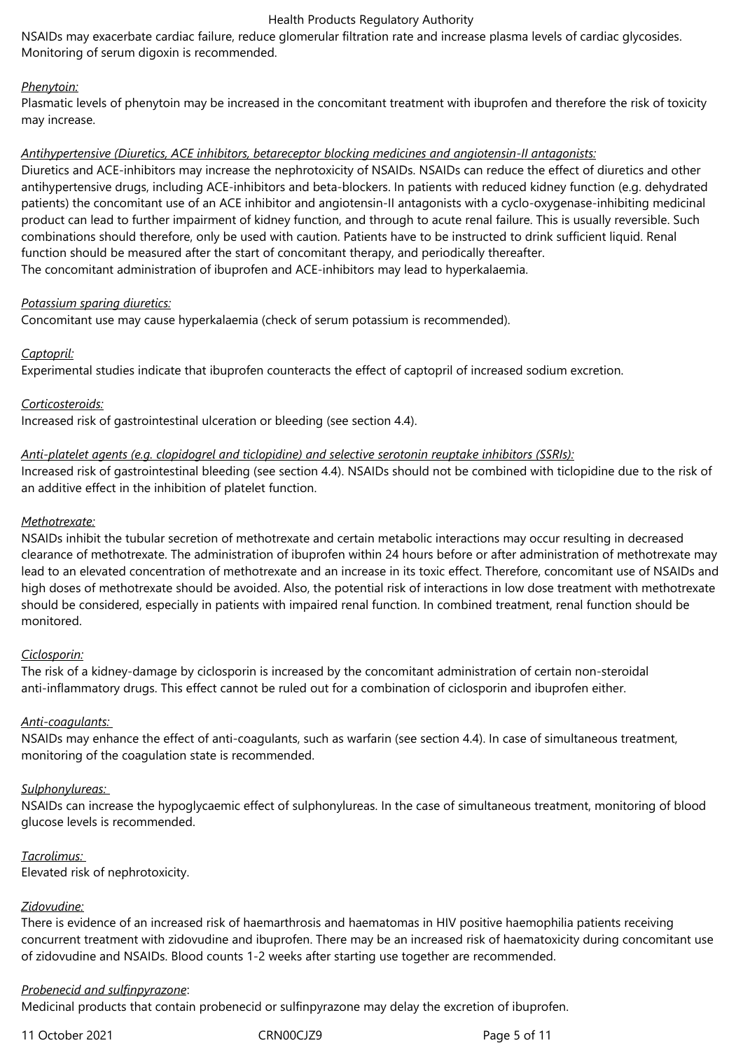NSAIDs may exacerbate cardiac failure, reduce glomerular filtration rate and increase plasma levels of cardiac glycosides. Monitoring of serum digoxin is recommended.

*Phenytoin:*
Plasmatic levels of phenytoin may be increased in the concomitant treatment with ibuprofen and therefore the risk of toxicity may increase.

*Antihypertensive (Diuretics, ACE inhibitors, betareceptor blocking medicines and angiotensin-II antagonists:*
Diuretics and ACE-inhibitors may increase the nephrotoxicity of NSAIDs. NSAIDs can reduce the effect of diuretics and other antihypertensive drugs, including ACE-inhibitors and beta-blockers. In patients with reduced kidney function (e.g. dehydrated patients) the concomitant use of an ACE inhibitor and angiotensin-II antagonists with a cyclo-oxygenase-inhibiting medicinal product can lead to further impairment of kidney function, and through to acute renal failure. This is usually reversible. Such combinations should therefore, only be used with caution. Patients have to be instructed to drink sufficient liquid. Renal function should be measured after the start of concomitant therapy, and periodically thereafter.
The concomitant administration of ibuprofen and ACE-inhibitors may lead to hyperkalaemia.

*Potassium sparing diuretics:*
Concomitant use may cause hyperkalaemia (check of serum potassium is recommended).

*Captopril:*
Experimental studies indicate that ibuprofen counteracts the effect of captopril of increased sodium excretion.

*Corticosteroids:*
Increased risk of gastrointestinal ulceration or bleeding (see section 4.4).

*Anti-platelet agents (e.g. clopidogrel and ticlopidine) and selective serotonin reuptake inhibitors (SSRIs):*
Increased risk of gastrointestinal bleeding (see section 4.4). NSAIDs should not be combined with ticlopidine due to the risk of an additive effect in the inhibition of platelet function.

*Methotrexate:*
NSAIDs inhibit the tubular secretion of methotrexate and certain metabolic interactions may occur resulting in decreased clearance of methotrexate. The administration of ibuprofen within 24 hours before or after administration of methotrexate may lead to an elevated concentration of methotrexate and an increase in its toxic effect. Therefore, concomitant use of NSAIDs and high doses of methotrexate should be avoided. Also, the potential risk of interactions in low dose treatment with methotrexate should be considered, especially in patients with impaired renal function. In combined treatment, renal function should be monitored.

*Ciclosporin:*
The risk of a kidney-damage by ciclosporin is increased by the concomitant administration of certain non-steroidal anti-inflammatory drugs. This effect cannot be ruled out for a combination of ciclosporin and ibuprofen either.

*Anti-coagulants:*
NSAIDs may enhance the effect of anti-coagulants, such as warfarin (see section 4.4). In case of simultaneous treatment, monitoring of the coagulation state is recommended.

*Sulphonylureas:*
NSAIDs can increase the hypoglycaemic effect of sulphonylureas. In the case of simultaneous treatment, monitoring of blood glucose levels is recommended.

*Tacrolimus:*
Elevated risk of nephrotoxicity.

*Zidovudine:*
There is evidence of an increased risk of haemarthrosis and haematomas in HIV positive haemophilia patients receiving concurrent treatment with zidovudine and ibuprofen. There may be an increased risk of haematoxicity during concomitant use of zidovudine and NSAIDs. Blood counts 1-2 weeks after starting use together are recommended.

*Probenecid and sulfinpyrazone*:
Medicinal products that contain probenecid or sulfinpyrazone may delay the excretion of ibuprofen.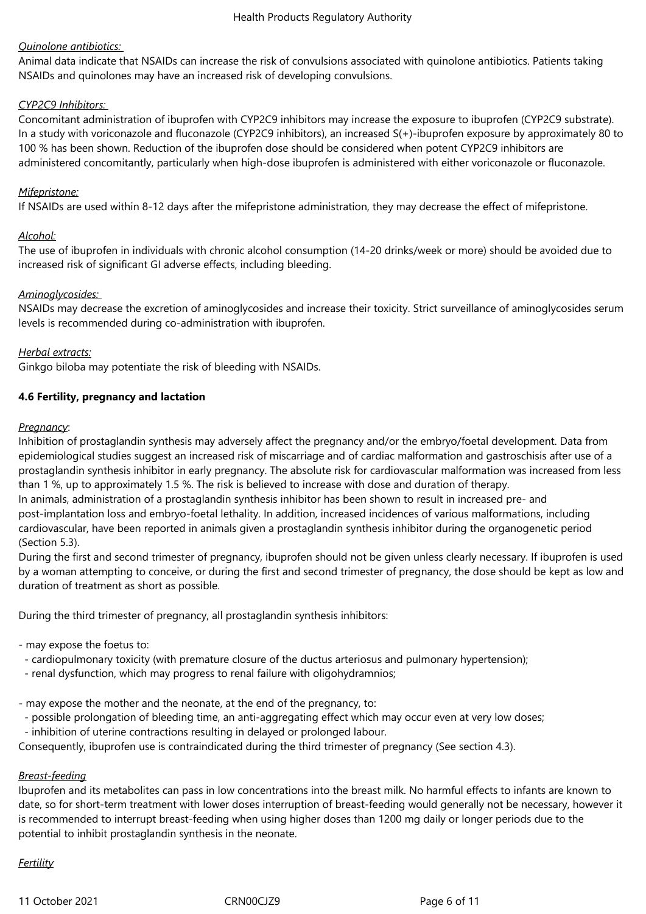*Quinolone antibiotics:*

Animal data indicate that NSAIDs can increase the risk of convulsions associated with quinolone antibiotics. Patients taking NSAIDs and quinolones may have an increased risk of developing convulsions.

*CYP2C9 Inhibitors:*

Concomitant administration of ibuprofen with CYP2C9 inhibitors may increase the exposure to ibuprofen (CYP2C9 substrate). In a study with voriconazole and fluconazole (CYP2C9 inhibitors), an increased S(+)-ibuprofen exposure by approximately 80 to 100 % has been shown. Reduction of the ibuprofen dose should be considered when potent CYP2C9 inhibitors are administered concomitantly, particularly when high-dose ibuprofen is administered with either voriconazole or fluconazole.

*Mifepristone:*

If NSAIDs are used within 8-12 days after the mifepristone administration, they may decrease the effect of mifepristone.

*Alcohol:*

The use of ibuprofen in individuals with chronic alcohol consumption (14-20 drinks/week or more) should be avoided due to increased risk of significant GI adverse effects, including bleeding.

*Aminoglycosides:*

NSAIDs may decrease the excretion of aminoglycosides and increase their toxicity. Strict surveillance of aminoglycosides serum levels is recommended during co-administration with ibuprofen.

*Herbal extracts:*

Ginkgo biloba may potentiate the risk of bleeding with NSAIDs.

## 4.6 Fertility, pregnancy and lactation

*Pregnancy*:

Inhibition of prostaglandin synthesis may adversely affect the pregnancy and/or the embryo/foetal development. Data from epidemiological studies suggest an increased risk of miscarriage and of cardiac malformation and gastroschisis after use of a prostaglandin synthesis inhibitor in early pregnancy. The absolute risk for cardiovascular malformation was increased from less than 1 %, up to approximately 1.5 %. The risk is believed to increase with dose and duration of therapy.
In animals, administration of a prostaglandin synthesis inhibitor has been shown to result in increased pre- and post-implantation loss and embryo-foetal lethality. In addition, increased incidences of various malformations, including cardiovascular, have been reported in animals given a prostaglandin synthesis inhibitor during the organogenetic period (Section 5.3).
During the first and second trimester of pregnancy, ibuprofen should not be given unless clearly necessary. If ibuprofen is used by a woman attempting to conceive, or during the first and second trimester of pregnancy, the dose should be kept as low and duration of treatment as short as possible.

During the third trimester of pregnancy, all prostaglandin synthesis inhibitors:

- may expose the foetus to:
  - cardiopulmonary toxicity (with premature closure of the ductus arteriosus and pulmonary hypertension);
  - renal dysfunction, which may progress to renal failure with oligohydramnios;

- may expose the mother and the neonate, at the end of the pregnancy, to:
  - possible prolongation of bleeding time, an anti-aggregating effect which may occur even at very low doses;
  - inhibition of uterine contractions resulting in delayed or prolonged labour.

Consequently, ibuprofen use is contraindicated during the third trimester of pregnancy (See section 4.3).

*Breast-feeding*

Ibuprofen and its metabolites can pass in low concentrations into the breast milk. No harmful effects to infants are known to date, so for short-term treatment with lower doses interruption of breast-feeding would generally not be necessary, however it is recommended to interrupt breast-feeding when using higher doses than 1200 mg daily or longer periods due to the potential to inhibit prostaglandin synthesis in the neonate.

*Fertility*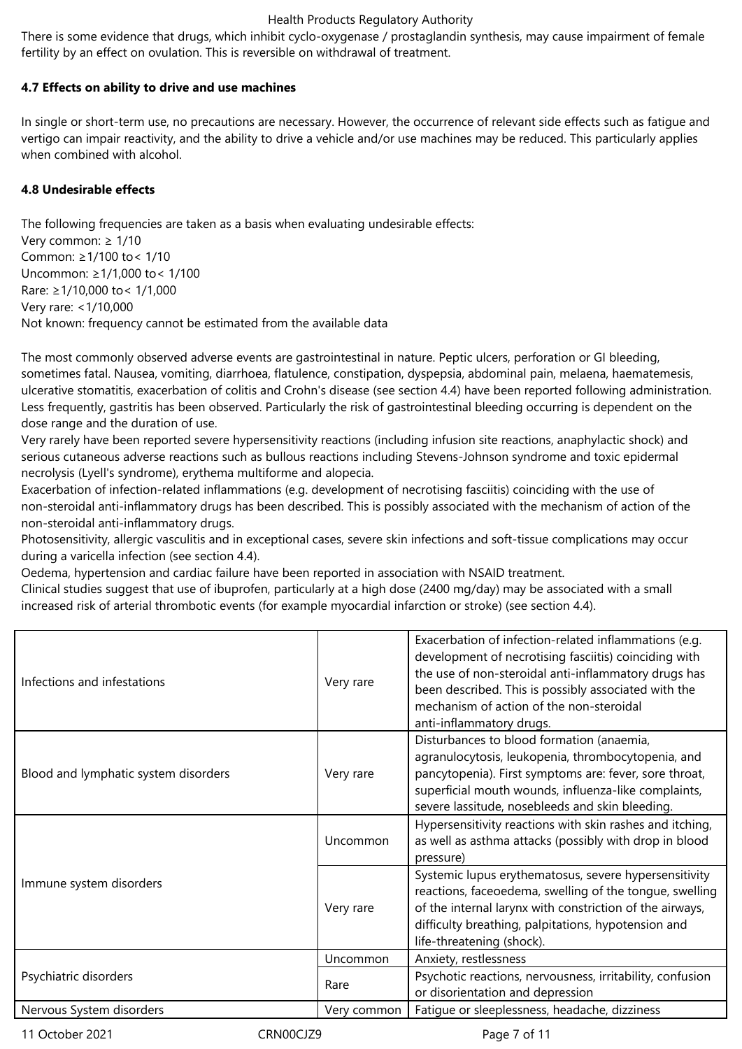There is some evidence that drugs, which inhibit cyclo-oxygenase / prostaglandin synthesis, may cause impairment of female fertility by an effect on ovulation. This is reversible on withdrawal of treatment.

**4.7 Effects on ability to drive and use machines**

In single or short-term use, no precautions are necessary. However, the occurrence of relevant side effects such as fatigue and vertigo can impair reactivity, and the ability to drive a vehicle and/or use machines may be reduced. This particularly applies when combined with alcohol.

**4.8 Undesirable effects**

The following frequencies are taken as a basis when evaluating undesirable effects:
Very common: ≥ 1/10
Common: ≥1/100 to< 1/10
Uncommon: ≥1/1,000 to< 1/100
Rare: ≥1/10,000 to< 1/1,000
Very rare: <1/10,000
Not known: frequency cannot be estimated from the available data

The most commonly observed adverse events are gastrointestinal in nature. Peptic ulcers, perforation or GI bleeding, sometimes fatal. Nausea, vomiting, diarrhoea, flatulence, constipation, dyspepsia, abdominal pain, melaena, haematemesis, ulcerative stomatitis, exacerbation of colitis and Crohn's disease (see section 4.4) have been reported following administration. Less frequently, gastritis has been observed. Particularly the risk of gastrointestinal bleeding occurring is dependent on the dose range and the duration of use.
Very rarely have been reported severe hypersensitivity reactions (including infusion site reactions, anaphylactic shock) and serious cutaneous adverse reactions such as bullous reactions including Stevens-Johnson syndrome and toxic epidermal necrolysis (Lyell's syndrome), erythema multiforme and alopecia.
Exacerbation of infection-related inflammations (e.g. development of necrotising fasciitis) coinciding with the use of non-steroidal anti-inflammatory drugs has been described. This is possibly associated with the mechanism of action of the non-steroidal anti-inflammatory drugs.
Photosensitivity, allergic vasculitis and in exceptional cases, severe skin infections and soft-tissue complications may occur during a varicella infection (see section 4.4).
Oedema, hypertension and cardiac failure have been reported in association with NSAID treatment.
Clinical studies suggest that use of ibuprofen, particularly at a high dose (2400 mg/day) may be associated with a small increased risk of arterial thrombotic events (for example myocardial infarction or stroke) (see section 4.4).

| | | |
|---|---|---|
| Infections and infestations | Very rare | Exacerbation of infection-related inflammations (e.g. development of necrotising fasciitis) coinciding with the use of non-steroidal anti-inflammatory drugs has been described. This is possibly associated with the mechanism of action of the non-steroidal anti-inflammatory drugs. |
| Blood and lymphatic system disorders | Very rare | Disturbances to blood formation (anaemia, agranulocytosis, leukopenia, thrombocytopenia, and pancytopenia). First symptoms are: fever, sore throat, superficial mouth wounds, influenza-like complaints, severe lassitude, nosebleeds and skin bleeding. |
| Immune system disorders | Uncommon | Hypersensitivity reactions with skin rashes and itching, as well as asthma attacks (possibly with drop in blood pressure) |
| | Very rare | Systemic lupus erythematosus, severe hypersensitivity reactions, faceoedema, swelling of the tongue, swelling of the internal larynx with constriction of the airways, difficulty breathing, palpitations, hypotension and life-threatening (shock). |
| Psychiatric disorders | Uncommon | Anxiety, restlessness |
| | Rare | Psychotic reactions, nervousness, irritability, confusion or disorientation and depression |
| Nervous System disorders | Very common | Fatigue or sleeplessness, headache, dizziness |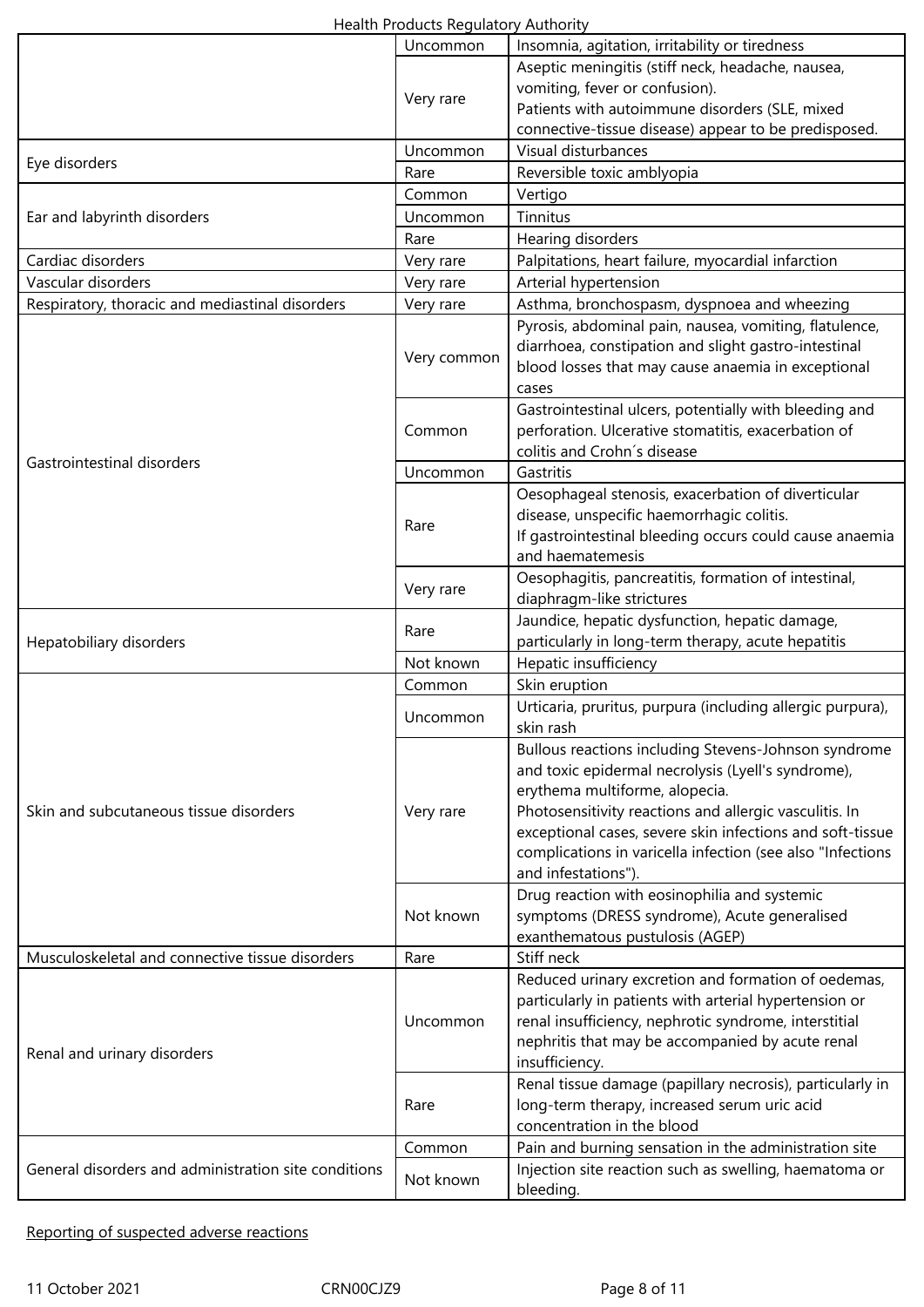| | | |
|---|---|---|
| | Uncommon | Insomnia, agitation, irritability or tiredness |
| | Very rare | Aseptic meningitis (stiff neck, headache, nausea, vomiting, fever or confusion).<br>Patients with autoimmune disorders (SLE, mixed connective-tissue disease) appear to be predisposed. |
| Eye disorders | Uncommon | Visual disturbances |
| | Rare | Reversible toxic amblyopia |
| Ear and labyrinth disorders | Common | Vertigo |
| | Uncommon | Tinnitus |
| | Rare | Hearing disorders |
| Cardiac disorders | Very rare | Palpitations, heart failure, myocardial infarction |
| Vascular disorders | Very rare | Arterial hypertension |
| Respiratory, thoracic and mediastinal disorders | Very rare | Asthma, bronchospasm, dyspnoea and wheezing |
| Gastrointestinal disorders | Very common | Pyrosis, abdominal pain, nausea, vomiting, flatulence, diarrhoea, constipation and slight gastro-intestinal blood losses that may cause anaemia in exceptional cases |
| | Common | Gastrointestinal ulcers, potentially with bleeding and perforation. Ulcerative stomatitis, exacerbation of colitis and Crohn´s disease |
| | Uncommon | Gastritis |
| | Rare | Oesophageal stenosis, exacerbation of diverticular disease, unspecific haemorrhagic colitis.<br>If gastrointestinal bleeding occurs could cause anaemia and haematemesis |
| | Very rare | Oesophagitis, pancreatitis, formation of intestinal, diaphragm-like strictures |
| Hepatobiliary disorders | Rare | Jaundice, hepatic dysfunction, hepatic damage, particularly in long-term therapy, acute hepatitis |
| | Not known | Hepatic insufficiency |
| Skin and subcutaneous tissue disorders | Common | Skin eruption |
| | Uncommon | Urticaria, pruritus, purpura (including allergic purpura), skin rash |
| | Very rare | Bullous reactions including Stevens-Johnson syndrome and toxic epidermal necrolysis (Lyell's syndrome), erythema multiforme, alopecia.<br>Photosensitivity reactions and allergic vasculitis. In exceptional cases, severe skin infections and soft-tissue complications in varicella infection (see also "Infections and infestations"). |
| | Not known | Drug reaction with eosinophilia and systemic symptoms (DRESS syndrome), Acute generalised exanthematous pustulosis (AGEP) |
| Musculoskeletal and connective tissue disorders | Rare | Stiff neck |
| Renal and urinary disorders | Uncommon | Reduced urinary excretion and formation of oedemas, particularly in patients with arterial hypertension or renal insufficiency, nephrotic syndrome, interstitial nephritis that may be accompanied by acute renal insufficiency. |
| | Rare | Renal tissue damage (papillary necrosis), particularly in long-term therapy, increased serum uric acid concentration in the blood |
| General disorders and administration site conditions | Common | Pain and burning sensation in the administration site |
| | Not known | Injection site reaction such as swelling, haematoma or bleeding. |

Reporting of suspected adverse reactions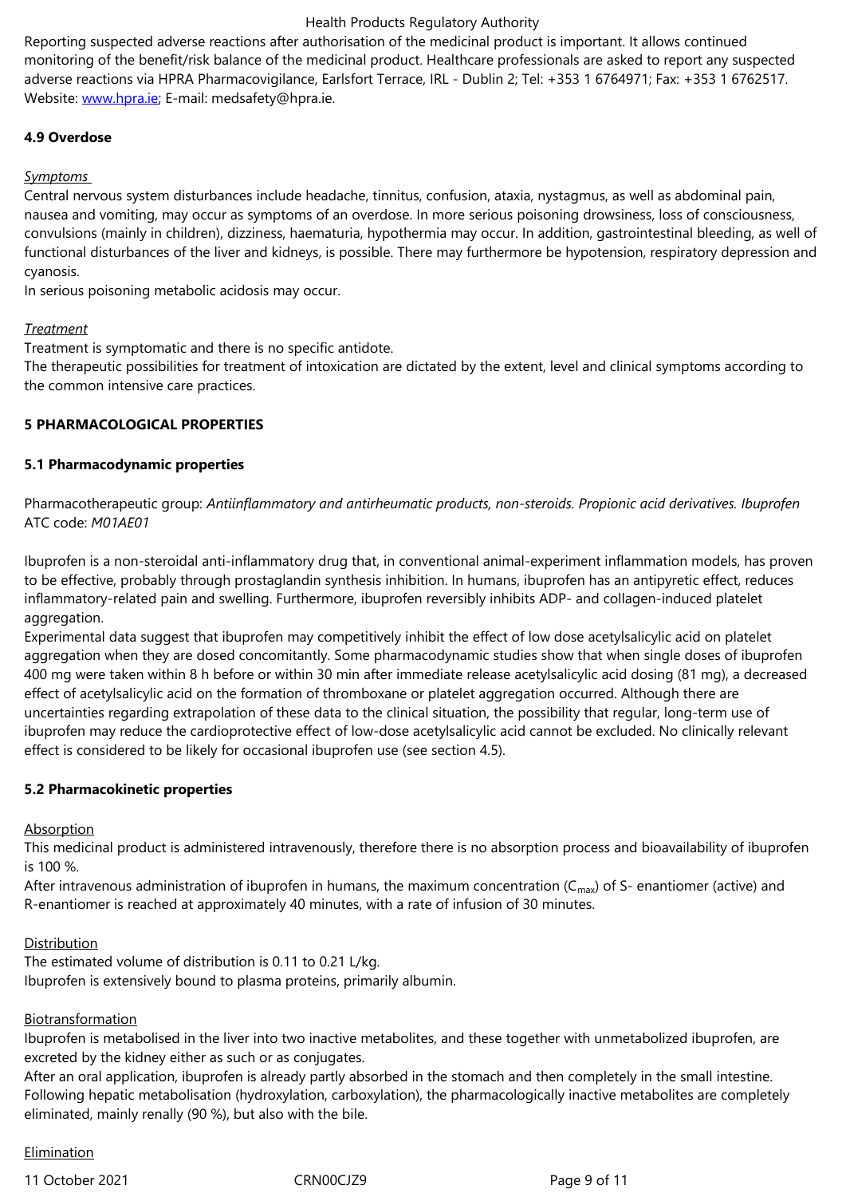Reporting suspected adverse reactions after authorisation of the medicinal product is important. It allows continued monitoring of the benefit/risk balance of the medicinal product. Healthcare professionals are asked to report any suspected adverse reactions via HPRA Pharmacovigilance, Earlsfort Terrace, IRL - Dublin 2; Tel: +353 1 6764971; Fax: +353 1 6762517. Website: www.hpra.ie; E-mail: medsafety@hpra.ie.

**4.9 Overdose**

*Symptoms*

Central nervous system disturbances include headache, tinnitus, confusion, ataxia, nystagmus, as well as abdominal pain, nausea and vomiting, may occur as symptoms of an overdose. In more serious poisoning drowsiness, loss of consciousness, convulsions (mainly in children), dizziness, haematuria, hypothermia may occur. In addition, gastrointestinal bleeding, as well of functional disturbances of the liver and kidneys, is possible. There may furthermore be hypotension, respiratory depression and cyanosis.
In serious poisoning metabolic acidosis may occur.

*Treatment*

Treatment is symptomatic and there is no specific antidote.
The therapeutic possibilities for treatment of intoxication are dictated by the extent, level and clinical symptoms according to the common intensive care practices.

**5 PHARMACOLOGICAL PROPERTIES**

**5.1 Pharmacodynamic properties**

Pharmacotherapeutic group: *Antiinflammatory and antirheumatic products, non-steroids. Propionic acid derivatives. Ibuprofen*
ATC code: *M01AE01*

Ibuprofen is a non-steroidal anti-inflammatory drug that, in conventional animal-experiment inflammation models, has proven to be effective, probably through prostaglandin synthesis inhibition. In humans, ibuprofen has an antipyretic effect, reduces inflammatory-related pain and swelling. Furthermore, ibuprofen reversibly inhibits ADP- and collagen-induced platelet aggregation.
Experimental data suggest that ibuprofen may competitively inhibit the effect of low dose acetylsalicylic acid on platelet aggregation when they are dosed concomitantly. Some pharmacodynamic studies show that when single doses of ibuprofen 400 mg were taken within 8 h before or within 30 min after immediate release acetylsalicylic acid dosing (81 mg), a decreased effect of acetylsalicylic acid on the formation of thromboxane or platelet aggregation occurred. Although there are uncertainties regarding extrapolation of these data to the clinical situation, the possibility that regular, long-term use of ibuprofen may reduce the cardioprotective effect of low-dose acetylsalicylic acid cannot be excluded. No clinically relevant effect is considered to be likely for occasional ibuprofen use (see section 4.5).

**5.2 Pharmacokinetic properties**

Absorption

This medicinal product is administered intravenously, therefore there is no absorption process and bioavailability of ibuprofen is 100 %.
After intravenous administration of ibuprofen in humans, the maximum concentration ($C_{max}$) of S- enantiomer (active) and R-enantiomer is reached at approximately 40 minutes, with a rate of infusion of 30 minutes.

Distribution

The estimated volume of distribution is 0.11 to 0.21 L/kg.
Ibuprofen is extensively bound to plasma proteins, primarily albumin.

Biotransformation

Ibuprofen is metabolised in the liver into two inactive metabolites, and these together with unmetabolized ibuprofen, are excreted by the kidney either as such or as conjugates.
After an oral application, ibuprofen is already partly absorbed in the stomach and then completely in the small intestine. Following hepatic metabolisation (hydroxylation, carboxylation), the pharmacologically inactive metabolites are completely eliminated, mainly renally (90 %), but also with the bile.

Elimination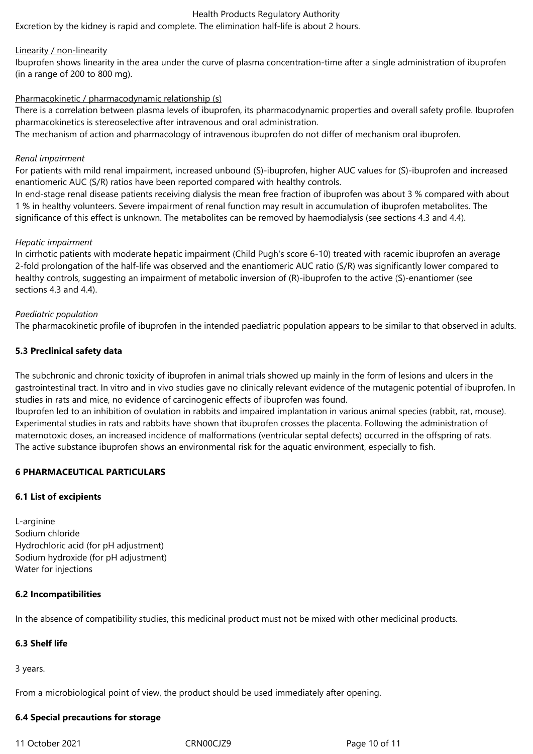Excretion by the kidney is rapid and complete. The elimination half-life is about 2 hours.

Linearity / non-linearity

Ibuprofen shows linearity in the area under the curve of plasma concentration-time after a single administration of ibuprofen (in a range of 200 to 800 mg).

Pharmacokinetic / pharmacodynamic relationship (s)

There is a correlation between plasma levels of ibuprofen, its pharmacodynamic properties and overall safety profile. Ibuprofen pharmacokinetics is stereoselective after intravenous and oral administration.
The mechanism of action and pharmacology of intravenous ibuprofen do not differ of mechanism oral ibuprofen.

*Renal impairment*

For patients with mild renal impairment, increased unbound (S)-ibuprofen, higher AUC values for (S)-ibuprofen and increased enantiomeric AUC (S/R) ratios have been reported compared with healthy controls.
In end-stage renal disease patients receiving dialysis the mean free fraction of ibuprofen was about 3 % compared with about 1 % in healthy volunteers. Severe impairment of renal function may result in accumulation of ibuprofen metabolites. The significance of this effect is unknown. The metabolites can be removed by haemodialysis (see sections 4.3 and 4.4).

*Hepatic impairment*

In cirrhotic patients with moderate hepatic impairment (Child Pugh's score 6-10) treated with racemic ibuprofen an average 2-fold prolongation of the half-life was observed and the enantiomeric AUC ratio (S/R) was significantly lower compared to healthy controls, suggesting an impairment of metabolic inversion of (R)-ibuprofen to the active (S)-enantiomer (see sections 4.3 and 4.4).

*Paediatric population*

The pharmacokinetic profile of ibuprofen in the intended paediatric population appears to be similar to that observed in adults.

**5.3 Preclinical safety data**

The subchronic and chronic toxicity of ibuprofen in animal trials showed up mainly in the form of lesions and ulcers in the gastrointestinal tract. In vitro and in vivo studies gave no clinically relevant evidence of the mutagenic potential of ibuprofen. In studies in rats and mice, no evidence of carcinogenic effects of ibuprofen was found.
Ibuprofen led to an inhibition of ovulation in rabbits and impaired implantation in various animal species (rabbit, rat, mouse). Experimental studies in rats and rabbits have shown that ibuprofen crosses the placenta. Following the administration of maternotoxic doses, an increased incidence of malformations (ventricular septal defects) occurred in the offspring of rats.
The active substance ibuprofen shows an environmental risk for the aquatic environment, especially to fish.

**6 PHARMACEUTICAL PARTICULARS**

**6.1 List of excipients**

L-arginine
Sodium chloride
Hydrochloric acid (for pH adjustment)
Sodium hydroxide (for pH adjustment)
Water for injections

**6.2 Incompatibilities**

In the absence of compatibility studies, this medicinal product must not be mixed with other medicinal products.

**6.3 Shelf life**

3 years.

From a microbiological point of view, the product should be used immediately after opening.

**6.4 Special precautions for storage**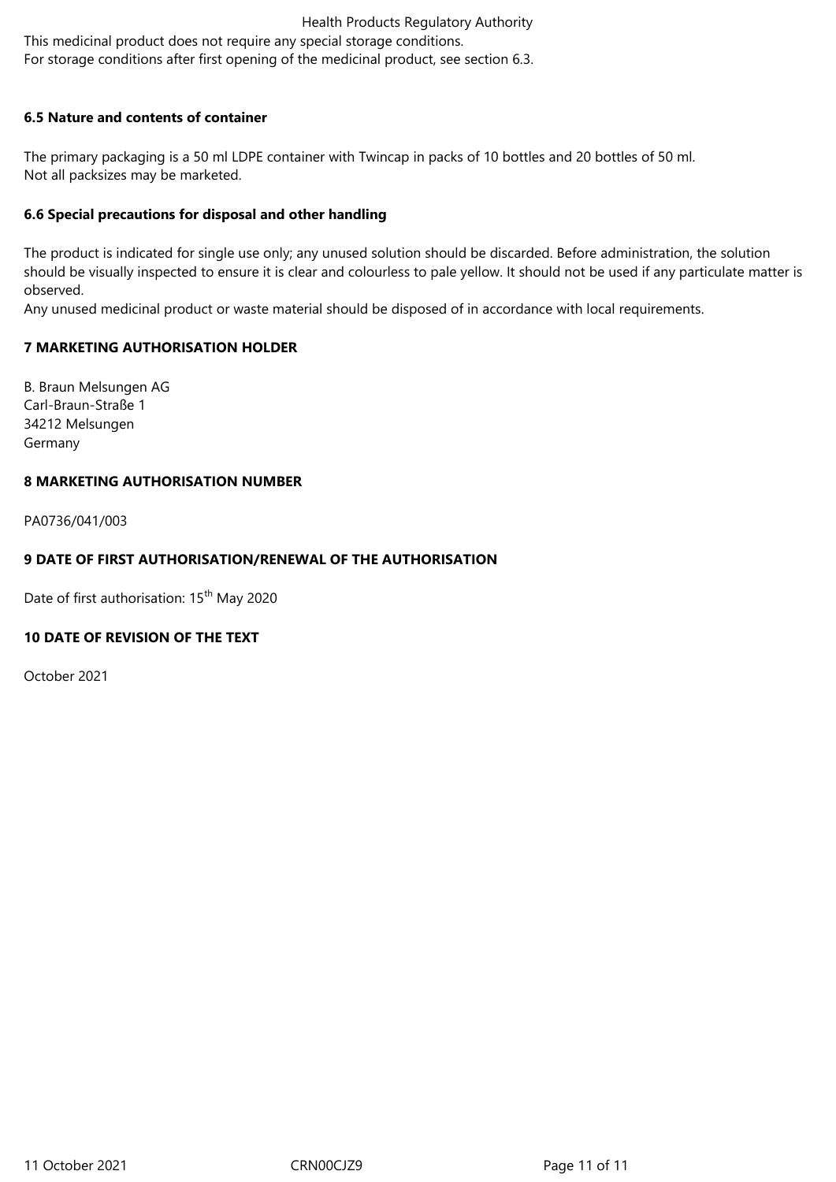This medicinal product does not require any special storage conditions.
For storage conditions after first opening of the medicinal product, see section 6.3.

### 6.5 Nature and contents of container

The primary packaging is a 50 ml LDPE container with Twincap in packs of 10 bottles and 20 bottles of 50 ml.
Not all packsizes may be marketed.

### 6.6 Special precautions for disposal and other handling

The product is indicated for single use only; any unused solution should be discarded. Before administration, the solution should be visually inspected to ensure it is clear and colourless to pale yellow. It should not be used if any particulate matter is observed.
Any unused medicinal product or waste material should be disposed of in accordance with local requirements.

## 7 MARKETING AUTHORISATION HOLDER

B. Braun Melsungen AG
Carl-Braun-Straße 1
34212 Melsungen
Germany

## 8 MARKETING AUTHORISATION NUMBER

PA0736/041/003

## 9 DATE OF FIRST AUTHORISATION/RENEWAL OF THE AUTHORISATION

Date of first authorisation: 15th May 2020

## 10 DATE OF REVISION OF THE TEXT

October 2021